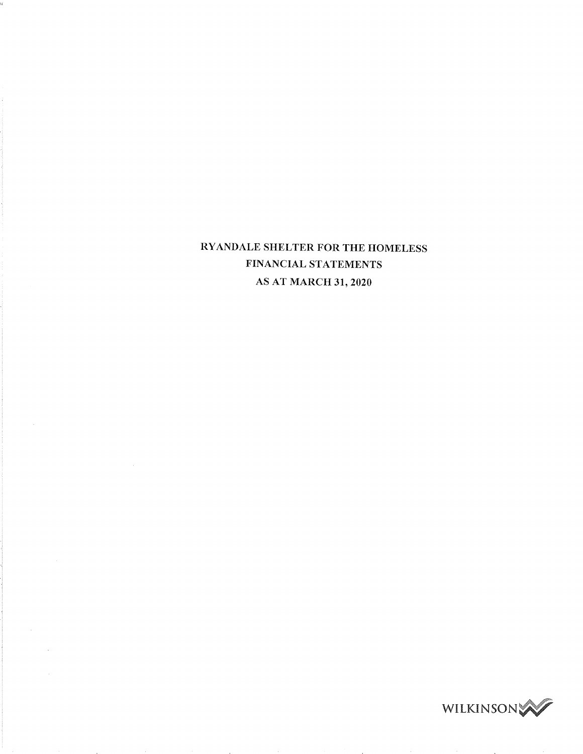# RYANDALE SHELTER FOR THE HOMELESS

## FINANCIAL STATEMENTS

## AS AT MARCH 31, 2020

WILKINSON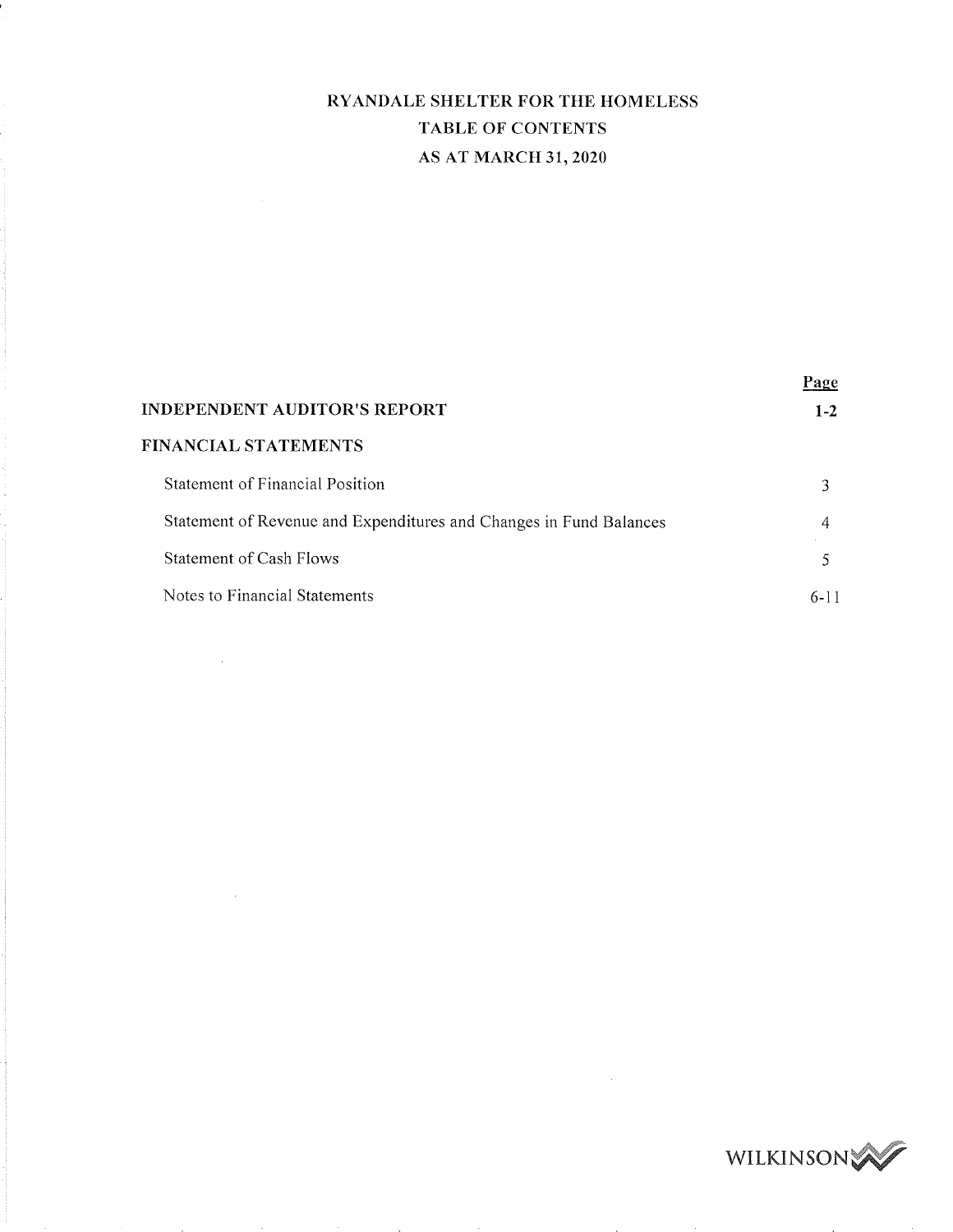# RYANDALE SHELTER FOR THE HOMELESS
## TABLE OF CONTENTS
## AS AT MARCH 31, 2020

| | Page |
|---|---|
| **INDEPENDENT AUDITOR'S REPORT** | **1-2** |
| **FINANCIAL STATEMENTS** | |
| Statement of Financial Position | 3 |
| Statement of Revenue and Expenditures and Changes in Fund Balances | 4 |
| Statement of Cash Flows | 5 |
| Notes to Financial Statements | 6-11 |

WILKINSON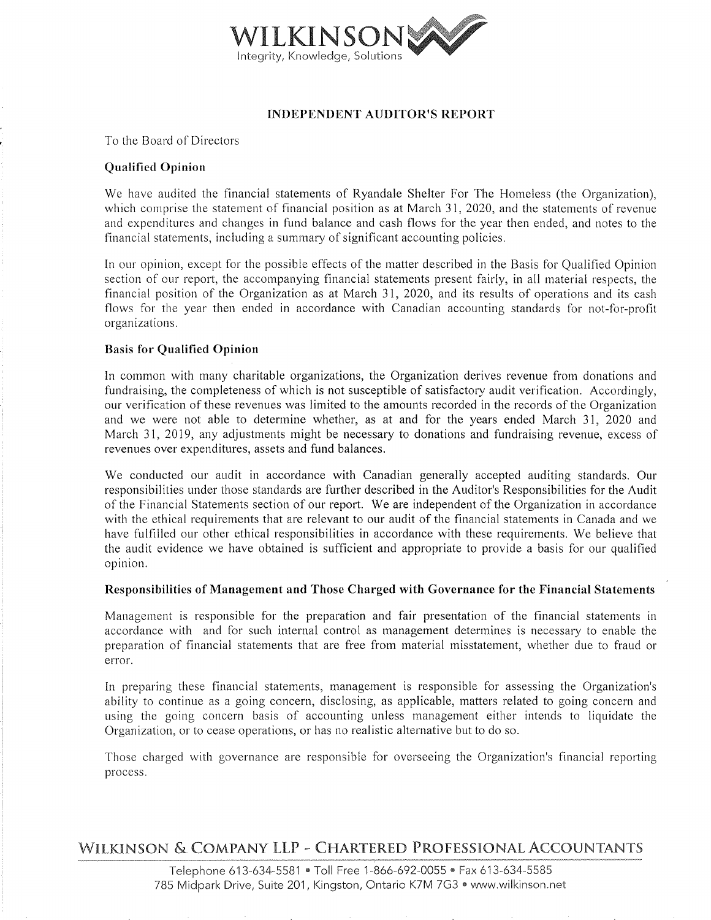# INDEPENDENT AUDITOR'S REPORT

To the Board of Directors

### Qualified Opinion

We have audited the financial statements of Ryandale Shelter For The Homeless (the Organization), which comprise the statement of financial position as at March 31, 2020, and the statements of revenue and expenditures and changes in fund balance and cash flows for the year then ended, and notes to the financial statements, including a summary of significant accounting policies.

In our opinion, except for the possible effects of the matter described in the Basis for Qualified Opinion section of our report, the accompanying financial statements present fairly, in all material respects, the financial position of the Organization as at March 31, 2020, and its results of operations and its cash flows for the year then ended in accordance with Canadian accounting standards for not-for-profit organizations.

### Basis for Qualified Opinion

In common with many charitable organizations, the Organization derives revenue from donations and fundraising, the completeness of which is not susceptible of satisfactory audit verification. Accordingly, our verification of these revenues was limited to the amounts recorded in the records of the Organization and we were not able to determine whether, as at and for the years ended March 31, 2020 and March 31, 2019, any adjustments might be necessary to donations and fundraising revenue, excess of revenues over expenditures, assets and fund balances.

We conducted our audit in accordance with Canadian generally accepted auditing standards. Our responsibilities under those standards are further described in the Auditor's Responsibilities for the Audit of the Financial Statements section of our report. We are independent of the Organization in accordance with the ethical requirements that are relevant to our audit of the financial statements in Canada and we have fulfilled our other ethical responsibilities in accordance with these requirements. We believe that the audit evidence we have obtained is sufficient and appropriate to provide a basis for our qualified opinion.

### Responsibilities of Management and Those Charged with Governance for the Financial Statements

Management is responsible for the preparation and fair presentation of the financial statements in accordance with and for such internal control as management determines is necessary to enable the preparation of financial statements that are free from material misstatement, whether due to fraud or error.

In preparing these financial statements, management is responsible for assessing the Organization's ability to continue as a going concern, disclosing, as applicable, matters related to going concern and using the going concern basis of accounting unless management either intends to liquidate the Organization, or to cease operations, or has no realistic alternative but to do so.

Those charged with governance are responsible for overseeing the Organization's financial reporting process.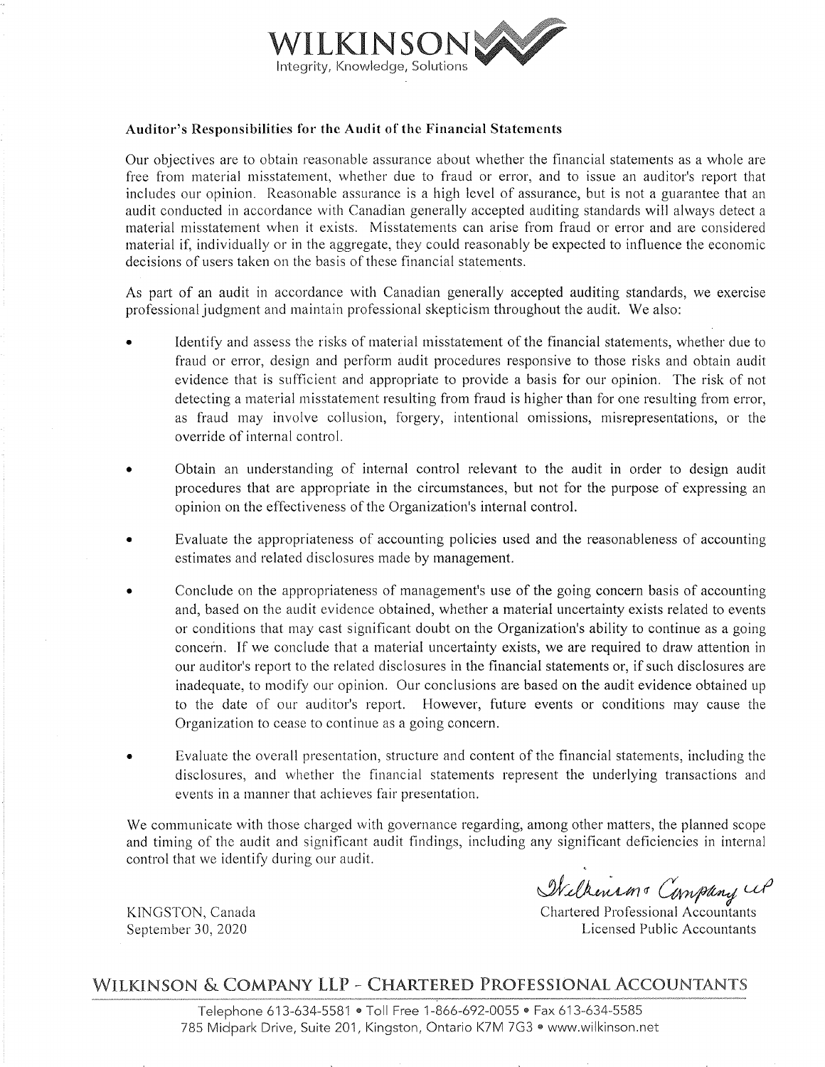**Auditor's Responsibilities for the Audit of the Financial Statements**

Our objectives are to obtain reasonable assurance about whether the financial statements as a whole are free from material misstatement, whether due to fraud or error, and to issue an auditor's report that includes our opinion. Reasonable assurance is a high level of assurance, but is not a guarantee that an audit conducted in accordance with Canadian generally accepted auditing standards will always detect a material misstatement when it exists. Misstatements can arise from fraud or error and are considered material if, individually or in the aggregate, they could reasonably be expected to influence the economic decisions of users taken on the basis of these financial statements.

As part of an audit in accordance with Canadian generally accepted auditing standards, we exercise professional judgment and maintain professional skepticism throughout the audit. We also:

- Identify and assess the risks of material misstatement of the financial statements, whether due to fraud or error, design and perform audit procedures responsive to those risks and obtain audit evidence that is sufficient and appropriate to provide a basis for our opinion. The risk of not detecting a material misstatement resulting from fraud is higher than for one resulting from error, as fraud may involve collusion, forgery, intentional omissions, misrepresentations, or the override of internal control.

- Obtain an understanding of internal control relevant to the audit in order to design audit procedures that are appropriate in the circumstances, but not for the purpose of expressing an opinion on the effectiveness of the Organization's internal control.

- Evaluate the appropriateness of accounting policies used and the reasonableness of accounting estimates and related disclosures made by management.

- Conclude on the appropriateness of management's use of the going concern basis of accounting and, based on the audit evidence obtained, whether a material uncertainty exists related to events or conditions that may cast significant doubt on the Organization's ability to continue as a going concern. If we conclude that a material uncertainty exists, we are required to draw attention in our auditor's report to the related disclosures in the financial statements or, if such disclosures are inadequate, to modify our opinion. Our conclusions are based on the audit evidence obtained up to the date of our auditor's report. However, future events or conditions may cause the Organization to cease to continue as a going concern.

- Evaluate the overall presentation, structure and content of the financial statements, including the disclosures, and whether the financial statements represent the underlying transactions and events in a manner that achieves fair presentation.

We communicate with those charged with governance regarding, among other matters, the planned scope and timing of the audit and significant audit findings, including any significant deficiencies in internal control that we identify during our audit.

Wilkinson & Company LLP
Chartered Professional Accountants
Licensed Public Accountants

KINGSTON, Canada
September 30, 2020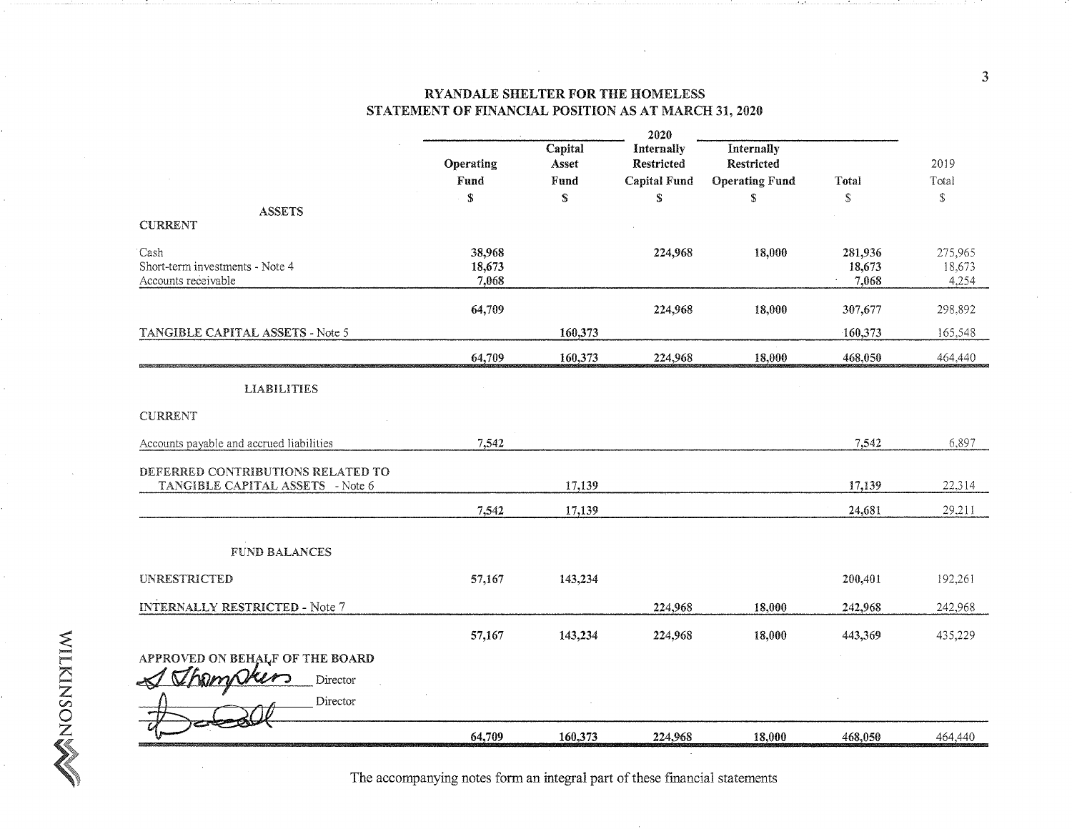# RYANDALE SHELTER FOR THE HOMELESS
## STATEMENT OF FINANCIAL POSITION AS AT MARCH 31, 2020

| | 2020 | | | | | |
|---|---|---|---|---|---|---|
| | Operating Fund | Capital Asset Fund | Internally Restricted Capital Fund | Internally Restricted Operating Fund | Total | 2019 Total |
| | $ | $ | $ | $ | $ | $ |
| **ASSETS** | | | | | | |
| CURRENT | | | | | | |
| Cash | 38,968 | | 224,968 | 18,000 | 281,936 | 275,965 |
| Short-term investments - Note 4 | 18,673 | | | | 18,673 | 18,673 |
| Accounts receivable | 7,068 | | | | 7,068 | 4,254 |
| | 64,709 | | 224,968 | 18,000 | 307,677 | 298,892 |
| TANGIBLE CAPITAL ASSETS - Note 5 | | 160,373 | | | 160,373 | 165,548 |
| | 64,709 | 160,373 | 224,968 | 18,000 | 468,050 | 464,440 |
| **LIABILITIES** | | | | | | |
| CURRENT | | | | | | |
| Accounts payable and accrued liabilities | 7,542 | | | | 7,542 | 6,897 |
| DEFERRED CONTRIBUTIONS RELATED TO TANGIBLE CAPITAL ASSETS - Note 6 | | 17,139 | | | 17,139 | 22,314 |
| | 7,542 | 17,139 | | | 24,681 | 29,211 |
| **FUND BALANCES** | | | | | | |
| UNRESTRICTED | 57,167 | 143,234 | | | 200,401 | 192,261 |
| INTERNALLY RESTRICTED - Note 7 | | | 224,968 | 18,000 | 242,968 | 242,968 |
| | 57,167 | 143,234 | 224,968 | 18,000 | 443,369 | 435,229 |
| | 64,709 | 160,373 | 224,968 | 18,000 | 468,050 | 464,440 |

APPROVED ON BEHALF OF THE BOARD

_[signature]_ Director

_[signature]_ Director

The accompanying notes form an integral part of these financial statements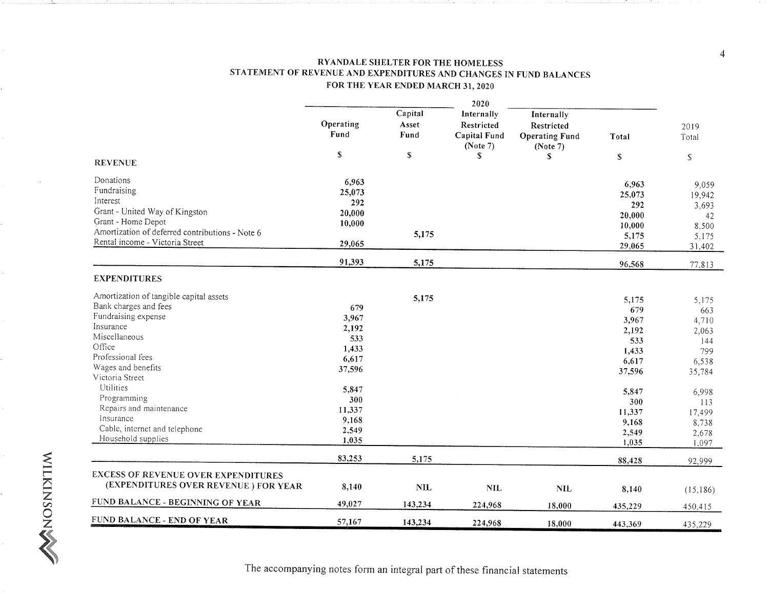# RYANDALE SHELTER FOR THE HOMELESS
## STATEMENT OF REVENUE AND EXPENDITURES AND CHANGES IN FUND BALANCES
### FOR THE YEAR ENDED MARCH 31, 2020

| | 2020 | | | | | |
|---|---|---|---|---|---|---|
| | Operating Fund | Capital Asset Fund | Internally Restricted Capital Fund (Note 7) | Internally Restricted Operating Fund (Note 7) | Total | 2019 Total |
| | $ | $ | $ | $ | $ | $ |
| **REVENUE** | | | | | | |
| Donations | 6,963 | | | | 6,963 | 9,059 |
| Fundraising | 25,073 | | | | 25,073 | 19,942 |
| Interest | 292 | | | | 292 | 3,693 |
| Grant - United Way of Kingston | 20,000 | | | | 20,000 | 42 |
| Grant - Home Depot | 10,000 | | | | 10,000 | 8,500 |
| Amortization of deferred contributions - Note 6 | | 5,175 | | | 5,175 | 5,175 |
| Rental income - Victoria Street | 29,065 | | | | 29,065 | 31,402 |
| | 91,393 | 5,175 | | | 96,568 | 77,813 |
| **EXPENDITURES** | | | | | | |
| Amortization of tangible capital assets | | 5,175 | | | 5,175 | 5,175 |
| Bank charges and fees | 679 | | | | 679 | 663 |
| Fundraising expense | 3,967 | | | | 3,967 | 4,710 |
| Insurance | 2,192 | | | | 2,192 | 2,063 |
| Miscellaneous | 533 | | | | 533 | 144 |
| Office | 1,433 | | | | 1,433 | 799 |
| Professional fees | 6,617 | | | | 6,617 | 6,538 |
| Wages and benefits | 37,596 | | | | 37,596 | 35,784 |
| Victoria Street | | | | | | |
| Utilities | 5,847 | | | | 5,847 | 6,998 |
| Programming | 300 | | | | 300 | 113 |
| Repairs and maintenance | 11,337 | | | | 11,337 | 17,499 |
| Insurance | 9,168 | | | | 9,168 | 8,738 |
| Cable, internet and telephone | 2,549 | | | | 2,549 | 2,678 |
| Household supplies | 1,035 | | | | 1,035 | 1,097 |
| | 83,253 | 5,175 | | | 88,428 | 92,999 |
| **EXCESS OF REVENUE OVER EXPENDITURES (EXPENDITURES OVER REVENUE ) FOR YEAR** | 8,140 | NIL | NIL | NIL | 8,140 | (15,186) |
| **FUND BALANCE - BEGINNING OF YEAR** | 49,027 | 143,234 | 224,968 | 18,000 | 435,229 | 450,415 |
| **FUND BALANCE - END OF YEAR** | 57,167 | 143,234 | 224,968 | 18,000 | 443,369 | 435,229 |

The accompanying notes form an integral part of these financial statements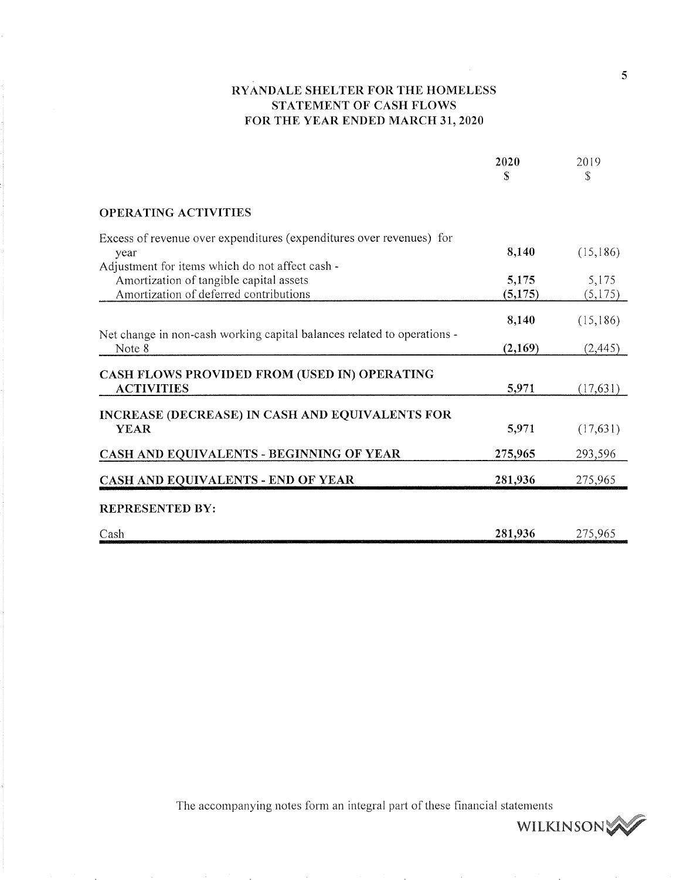# RYANDALE SHELTER FOR THE HOMELESS
## STATEMENT OF CASH FLOWS
## FOR THE YEAR ENDED MARCH 31, 2020

| | 2020 $ | 2019 $ |
|---|---|---|
| **OPERATING ACTIVITIES** | | |
| Excess of revenue over expenditures (expenditures over revenues) for year | **8,140** | (15,186) |
| Adjustment for items which do not affect cash - | | |
| Amortization of tangible capital assets | **5,175** | 5,175 |
| Amortization of deferred contributions | **(5,175)** | (5,175) |
| | **8,140** | (15,186) |
| Net change in non-cash working capital balances related to operations - Note 8 | **(2,169)** | (2,445) |
| **CASH FLOWS PROVIDED FROM (USED IN) OPERATING ACTIVITIES** | **5,971** | (17,631) |
| **INCREASE (DECREASE) IN CASH AND EQUIVALENTS FOR YEAR** | **5,971** | (17,631) |
| **CASH AND EQUIVALENTS - BEGINNING OF YEAR** | **275,965** | 293,596 |
| **CASH AND EQUIVALENTS - END OF YEAR** | **281,936** | 275,965 |
| **REPRESENTED BY:** | | |
| Cash | **281,936** | 275,965 |

The accompanying notes form an integral part of these financial statements

WILKINSON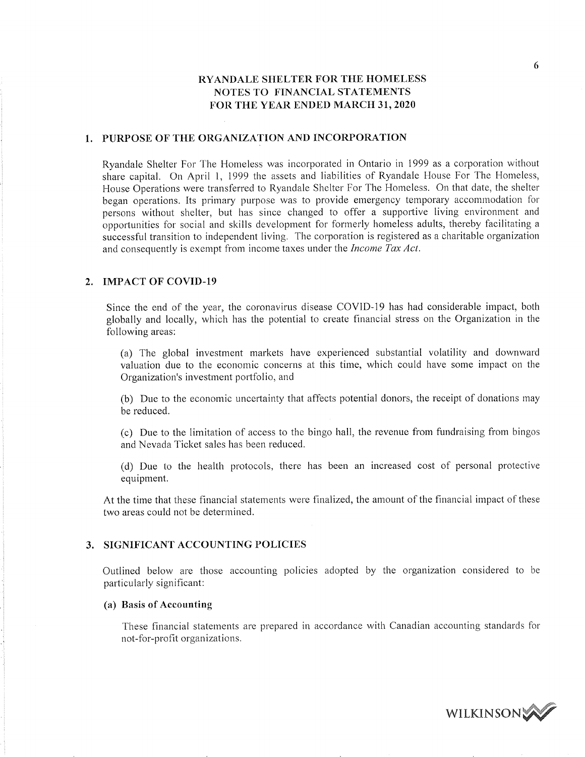# RYANDALE SHELTER FOR THE HOMELESS
# NOTES TO FINANCIAL STATEMENTS
# FOR THE YEAR ENDED MARCH 31, 2020

## 1. PURPOSE OF THE ORGANIZATION AND INCORPORATION

Ryandale Shelter For The Homeless was incorporated in Ontario in 1999 as a corporation without share capital. On April 1, 1999 the assets and liabilities of Ryandale House For The Homeless, House Operations were transferred to Ryandale Shelter For The Homeless. On that date, the shelter began operations. Its primary purpose was to provide emergency temporary accommodation for persons without shelter, but has since changed to offer a supportive living environment and opportunities for social and skills development for formerly homeless adults, thereby facilitating a successful transition to independent living. The corporation is registered as a charitable organization and consequently is exempt from income taxes under the *Income Tax Act*.

## 2. IMPACT OF COVID-19

Since the end of the year, the coronavirus disease COVID-19 has had considerable impact, both globally and locally, which has the potential to create financial stress on the Organization in the following areas:

(a) The global investment markets have experienced substantial volatility and downward valuation due to the economic concerns at this time, which could have some impact on the Organization's investment portfolio, and

(b) Due to the economic uncertainty that affects potential donors, the receipt of donations may be reduced.

(c) Due to the limitation of access to the bingo hall, the revenue from fundraising from bingos and Nevada Ticket sales has been reduced.

(d) Due to the health protocols, there has been an increased cost of personal protective equipment.

At the time that these financial statements were finalized, the amount of the financial impact of these two areas could not be determined.

## 3. SIGNIFICANT ACCOUNTING POLICIES

Outlined below are those accounting policies adopted by the organization considered to be particularly significant:

### (a) Basis of Accounting

These financial statements are prepared in accordance with Canadian accounting standards for not-for-profit organizations.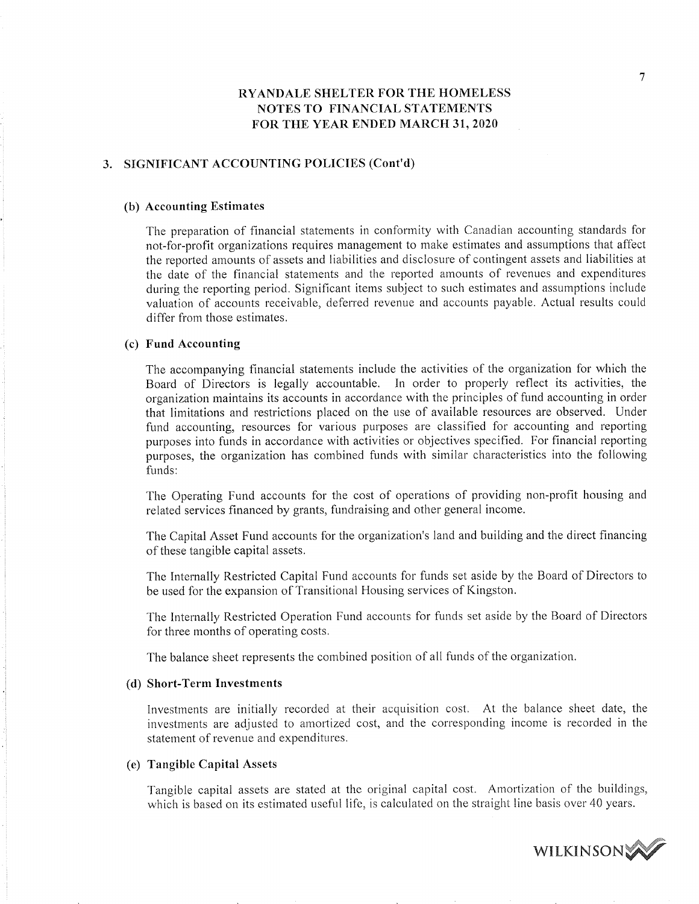# RYANDALE SHELTER FOR THE HOMELESS
# NOTES TO FINANCIAL STATEMENTS
# FOR THE YEAR ENDED MARCH 31, 2020

## 3. SIGNIFICANT ACCOUNTING POLICIES (Cont'd)

### (b) Accounting Estimates

The preparation of financial statements in conformity with Canadian accounting standards for not-for-profit organizations requires management to make estimates and assumptions that affect the reported amounts of assets and liabilities and disclosure of contingent assets and liabilities at the date of the financial statements and the reported amounts of revenues and expenditures during the reporting period. Significant items subject to such estimates and assumptions include valuation of accounts receivable, deferred revenue and accounts payable. Actual results could differ from those estimates.

### (c) Fund Accounting

The accompanying financial statements include the activities of the organization for which the Board of Directors is legally accountable. In order to properly reflect its activities, the organization maintains its accounts in accordance with the principles of fund accounting in order that limitations and restrictions placed on the use of available resources are observed. Under fund accounting, resources for various purposes are classified for accounting and reporting purposes into funds in accordance with activities or objectives specified. For financial reporting purposes, the organization has combined funds with similar characteristics into the following funds:

The Operating Fund accounts for the cost of operations of providing non-profit housing and related services financed by grants, fundraising and other general income.

The Capital Asset Fund accounts for the organization's land and building and the direct financing of these tangible capital assets.

The Internally Restricted Capital Fund accounts for funds set aside by the Board of Directors to be used for the expansion of Transitional Housing services of Kingston.

The Internally Restricted Operation Fund accounts for funds set aside by the Board of Directors for three months of operating costs.

The balance sheet represents the combined position of all funds of the organization.

### (d) Short-Term Investments

Investments are initially recorded at their acquisition cost. At the balance sheet date, the investments are adjusted to amortized cost, and the corresponding income is recorded in the statement of revenue and expenditures.

### (e) Tangible Capital Assets

Tangible capital assets are stated at the original capital cost. Amortization of the buildings, which is based on its estimated useful life, is calculated on the straight line basis over 40 years.

WILKINSON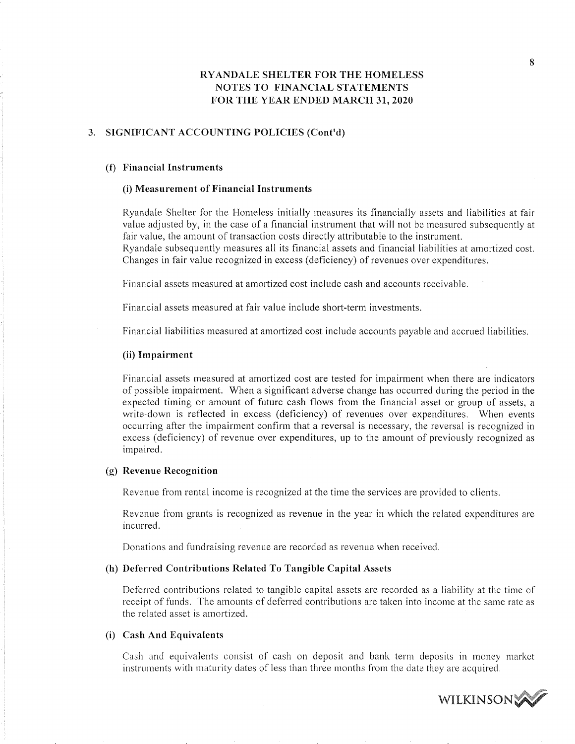# RYANDALE SHELTER FOR THE HOMELESS
# NOTES TO FINANCIAL STATEMENTS
# FOR THE YEAR ENDED MARCH 31, 2020

## 3. SIGNIFICANT ACCOUNTING POLICIES (Cont'd)

### (f) Financial Instruments

#### (i) Measurement of Financial Instruments

Ryandale Shelter for the Homeless initially measures its financially assets and liabilities at fair value adjusted by, in the case of a financial instrument that will not be measured subsequently at fair value, the amount of transaction costs directly attributable to the instrument.
Ryandale subsequently measures all its financial assets and financial liabilities at amortized cost. Changes in fair value recognized in excess (deficiency) of revenues over expenditures.

Financial assets measured at amortized cost include cash and accounts receivable.

Financial assets measured at fair value include short-term investments.

Financial liabilities measured at amortized cost include accounts payable and accrued liabilities.

#### (ii) Impairment

Financial assets measured at amortized cost are tested for impairment when there are indicators of possible impairment. When a significant adverse change has occurred during the period in the expected timing or amount of future cash flows from the financial asset or group of assets, a write-down is reflected in excess (deficiency) of revenues over expenditures. When events occurring after the impairment confirm that a reversal is necessary, the reversal is recognized in excess (deficiency) of revenue over expenditures, up to the amount of previously recognized as impaired.

### (g) Revenue Recognition

Revenue from rental income is recognized at the time the services are provided to clients.

Revenue from grants is recognized as revenue in the year in which the related expenditures are incurred.

Donations and fundraising revenue are recorded as revenue when received.

### (h) Deferred Contributions Related To Tangible Capital Assets

Deferred contributions related to tangible capital assets are recorded as a liability at the time of receipt of funds. The amounts of deferred contributions are taken into income at the same rate as the related asset is amortized.

### (i) Cash And Equivalents

Cash and equivalents consist of cash on deposit and bank term deposits in money market instruments with maturity dates of less than three months from the date they are acquired.

WILKINSON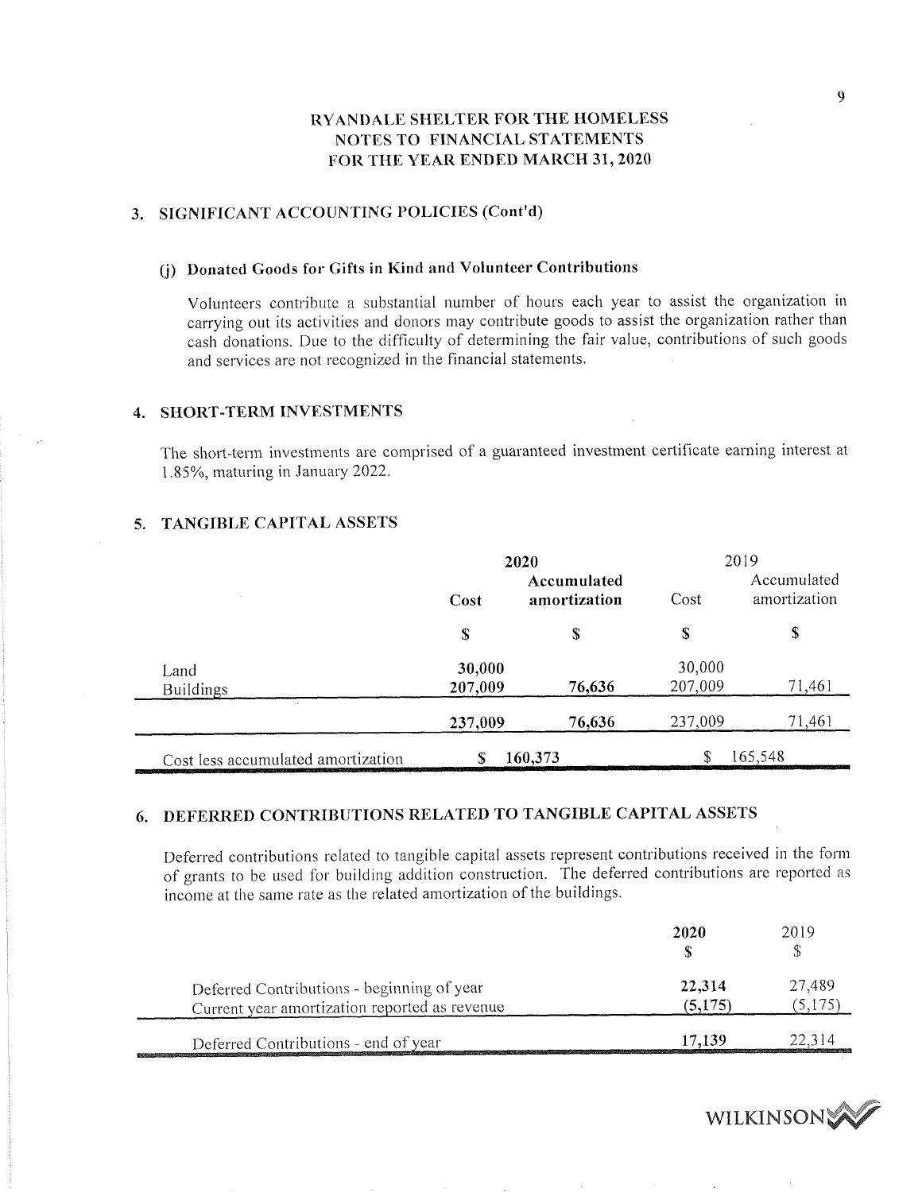# RYANDALE SHELTER FOR THE HOMELESS
## NOTES TO FINANCIAL STATEMENTS
## FOR THE YEAR ENDED MARCH 31, 2020

### 3. SIGNIFICANT ACCOUNTING POLICIES (Cont'd)

#### (j) Donated Goods for Gifts in Kind and Volunteer Contributions

Volunteers contribute a substantial number of hours each year to assist the organization in carrying out its activities and donors may contribute goods to assist the organization rather than cash donations. Due to the difficulty of determining the fair value, contributions of such goods and services are not recognized in the financial statements.

### 4. SHORT-TERM INVESTMENTS

The short-term investments are comprised of a guaranteed investment certificate earning interest at 1.85%, maturing in January 2022.

### 5. TANGIBLE CAPITAL ASSETS

| | **2020** | | 2019 | |
|---|---|---|---|---|
| | **Cost** | **Accumulated amortization** | Cost | Accumulated amortization |
| | **$** | **$** | $ | $ |
| Land | **30,000** | | 30,000 | |
| Buildings | **207,009** | **76,636** | 207,009 | 71,461 |
| | **237,009** | **76,636** | 237,009 | 71,461 |
| Cost less accumulated amortization | **$ 160,373** | | $ 165,548 | |

### 6. DEFERRED CONTRIBUTIONS RELATED TO TANGIBLE CAPITAL ASSETS

Deferred contributions related to tangible capital assets represent contributions received in the form of grants to be used for building addition construction. The deferred contributions are reported as income at the same rate as the related amortization of the buildings.

| | **2020** | 2019 |
|---|---|---|
| | **$** | $ |
| Deferred Contributions - beginning of year | **22,314** | 27,489 |
| Current year amortization reported as revenue | **(5,175)** | (5,175) |
| Deferred Contributions - end of year | **17,139** | 22,314 |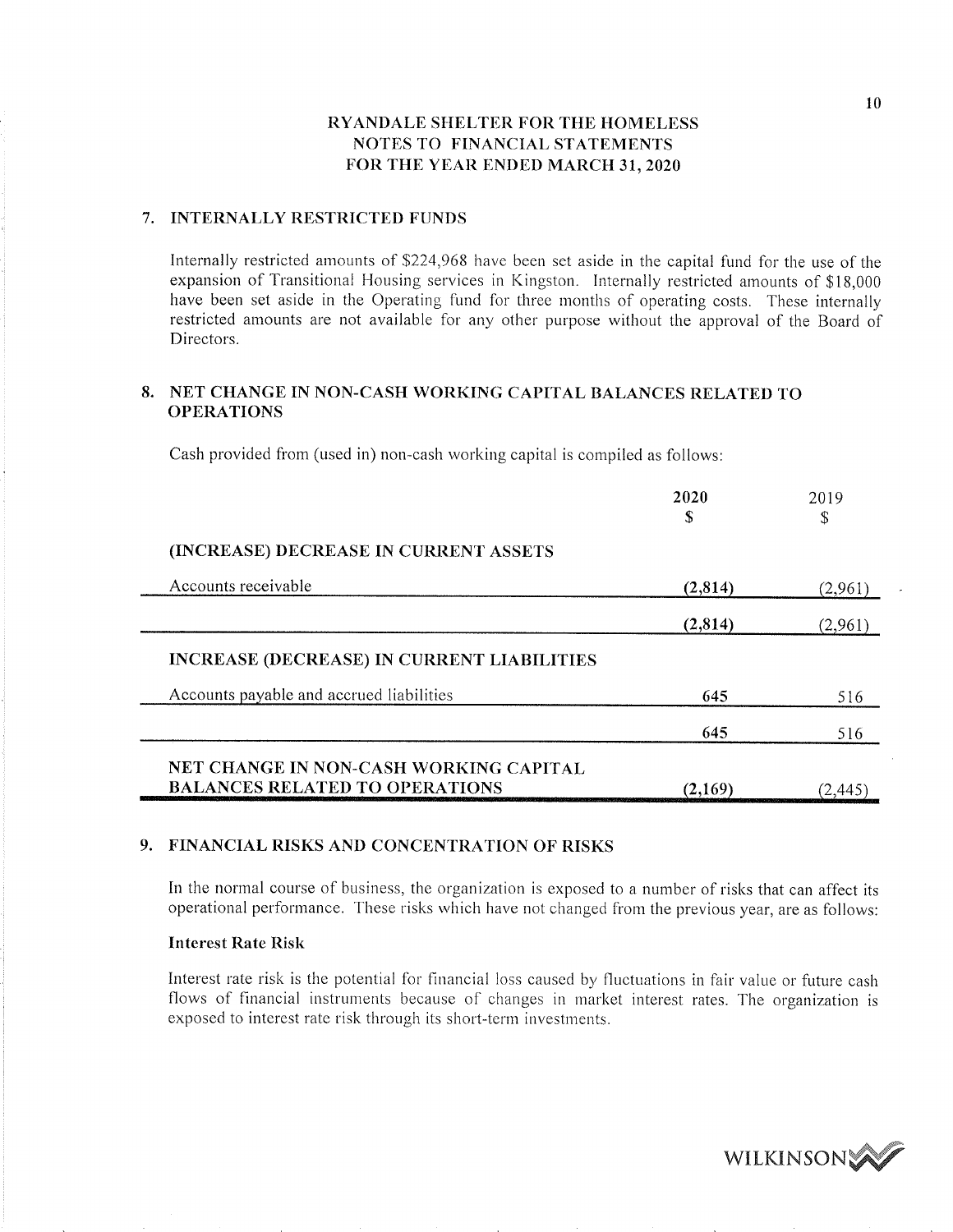# RYANDALE SHELTER FOR THE HOMELESS
## NOTES TO FINANCIAL STATEMENTS
## FOR THE YEAR ENDED MARCH 31, 2020

### 7. INTERNALLY RESTRICTED FUNDS

Internally restricted amounts of $224,968 have been set aside in the capital fund for the use of the expansion of Transitional Housing services in Kingston. Internally restricted amounts of $18,000 have been set aside in the Operating fund for three months of operating costs. These internally restricted amounts are not available for any other purpose without the approval of the Board of Directors.

### 8. NET CHANGE IN NON-CASH WORKING CAPITAL BALANCES RELATED TO OPERATIONS

Cash provided from (used in) non-cash working capital is compiled as follows:

| | 2020<br>$ | 2019<br>$ |
|---|---|---|
| **(INCREASE) DECREASE IN CURRENT ASSETS** | | |
| Accounts receivable | **(2,814)** | (2,961) |
| | **(2,814)** | (2,961) |
| **INCREASE (DECREASE) IN CURRENT LIABILITIES** | | |
| Accounts payable and accrued liabilities | **645** | 516 |
| | **645** | 516 |
| **NET CHANGE IN NON-CASH WORKING CAPITAL BALANCES RELATED TO OPERATIONS** | **(2,169)** | (2,445) |

### 9. FINANCIAL RISKS AND CONCENTRATION OF RISKS

In the normal course of business, the organization is exposed to a number of risks that can affect its operational performance. These risks which have not changed from the previous year, are as follows:

**Interest Rate Risk**

Interest rate risk is the potential for financial loss caused by fluctuations in fair value or future cash flows of financial instruments because of changes in market interest rates. The organization is exposed to interest rate risk through its short-term investments.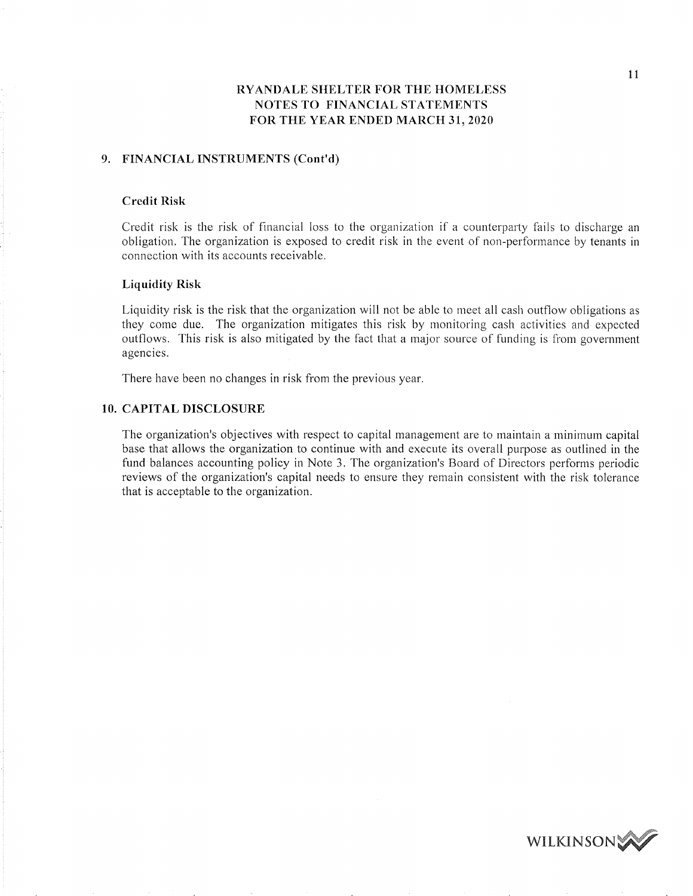# RYANDALE SHELTER FOR THE HOMELESS
# NOTES TO FINANCIAL STATEMENTS
# FOR THE YEAR ENDED MARCH 31, 2020

## 9. FINANCIAL INSTRUMENTS (Cont'd)

### Credit Risk

Credit risk is the risk of financial loss to the organization if a counterparty fails to discharge an obligation. The organization is exposed to credit risk in the event of non-performance by tenants in connection with its accounts receivable.

### Liquidity Risk

Liquidity risk is the risk that the organization will not be able to meet all cash outflow obligations as they come due. The organization mitigates this risk by monitoring cash activities and expected outflows. This risk is also mitigated by the fact that a major source of funding is from government agencies.

There have been no changes in risk from the previous year.

## 10. CAPITAL DISCLOSURE

The organization's objectives with respect to capital management are to maintain a minimum capital base that allows the organization to continue with and execute its overall purpose as outlined in the fund balances accounting policy in Note 3. The organization's Board of Directors performs periodic reviews of the organization's capital needs to ensure they remain consistent with the risk tolerance that is acceptable to the organization.